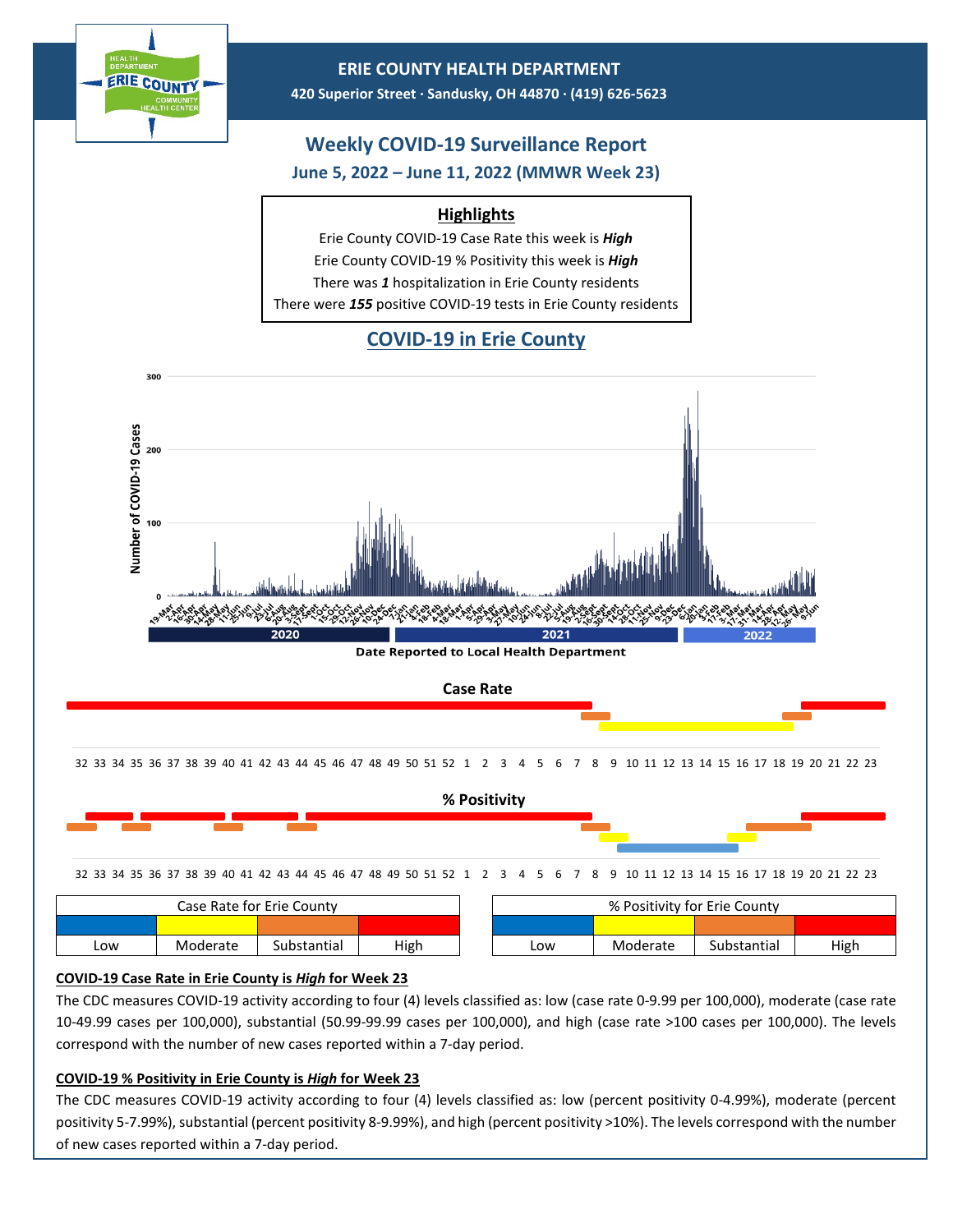# ERIE COUNTY HEALTH DEPARTMENT

420 Superior Street · Sandusky, OH 44870 · (419) 626-5623

## Weekly COVID-19 Surveillance Report

**June 5, 2022 – June 11, 2022 (MMWR Week 23)**

### Highlights

Erie County COVID-19 Case Rate this week is ***High***

Erie County COVID-19 % Positivity this week is ***High***

There was ***1*** hospitalization in Erie County residents

There were ***155*** positive COVID-19 tests in Erie County residents

## COVID-19 in Erie County

Date Reported to Local Health Department

### Case Rate

### % Positivity

| Case Rate for Erie County | | | |
|---|---|---|---|
| Low | Moderate | Substantial | High |

| % Positivity for Erie County | | | |
|---|---|---|---|
| Low | Moderate | Substantial | High |

**COVID-19 Case Rate in Erie County is *High* for Week 23**

The CDC measures COVID-19 activity according to four (4) levels classified as: low (case rate 0-9.99 per 100,000), moderate (case rate 10-49.99 cases per 100,000), substantial (50.99-99.99 cases per 100,000), and high (case rate >100 cases per 100,000). The levels correspond with the number of new cases reported within a 7-day period.

**COVID-19 % Positivity in Erie County is *High* for Week 23**

The CDC measures COVID-19 activity according to four (4) levels classified as: low (percent positivity 0-4.99%), moderate (percent positivity 5-7.99%), substantial (percent positivity 8-9.99%), and high (percent positivity >10%). The levels correspond with the number of new cases reported within a 7-day period.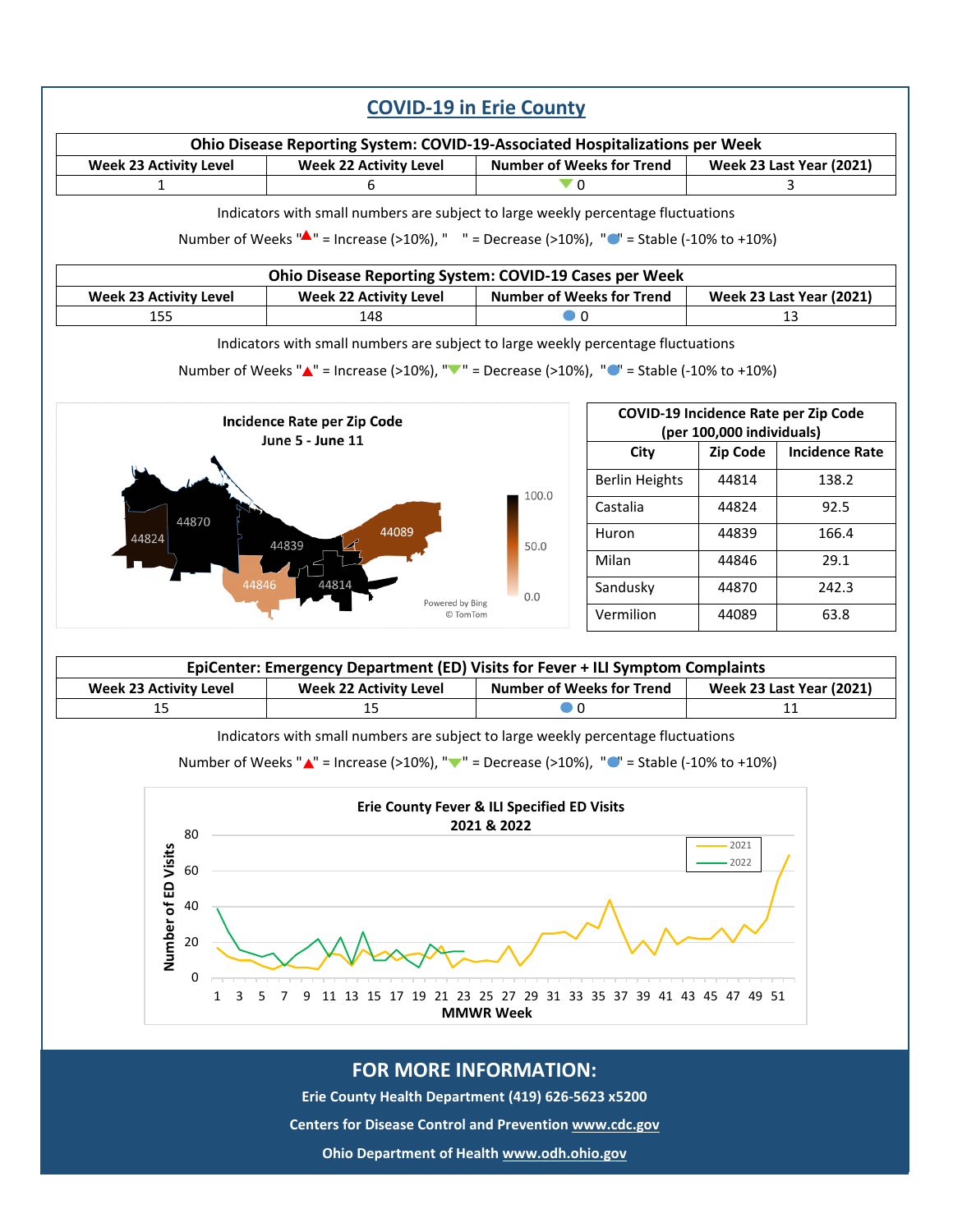# COVID-19 in Erie County

| Ohio Disease Reporting System: COVID-19-Associated Hospitalizations per Week | | | |
|---|---|---|---|
| Week 23 Activity Level | Week 22 Activity Level | Number of Weeks for Trend | Week 23 Last Year (2021) |
| 1 | 6 | ▼ 0 | 3 |

Indicators with small numbers are subject to large weekly percentage fluctuations

Number of Weeks "▲" = Increase (>10%), " " = Decrease (>10%), "●" = Stable (-10% to +10%)

| Ohio Disease Reporting System: COVID-19 Cases per Week | | | |
|---|---|---|---|
| Week 23 Activity Level | Week 22 Activity Level | Number of Weeks for Trend | Week 23 Last Year (2021) |
| 155 | 148 | ● 0 | 13 |

Indicators with small numbers are subject to large weekly percentage fluctuations

Number of Weeks "▲" = Increase (>10%), "▼" = Decrease (>10%), "●" = Stable (-10% to +10%)

Incidence Rate per Zip Code
June 5 - June 11

44824
44870
44839
44089
44846
44814

100.0
50.0
0.0

Powered by Bing
© TomTom

| COVID-19 Incidence Rate per Zip Code (per 100,000 individuals) | | |
|---|---|---|
| City | Zip Code | Incidence Rate |
| Berlin Heights | 44814 | 138.2 |
| Castalia | 44824 | 92.5 |
| Huron | 44839 | 166.4 |
| Milan | 44846 | 29.1 |
| Sandusky | 44870 | 242.3 |
| Vermilion | 44089 | 63.8 |

| EpiCenter: Emergency Department (ED) Visits for Fever + ILI Symptom Complaints | | | |
|---|---|---|---|
| Week 23 Activity Level | Week 22 Activity Level | Number of Weeks for Trend | Week 23 Last Year (2021) |
| 15 | 15 | ● 0 | 11 |

Indicators with small numbers are subject to large weekly percentage fluctuations

Number of Weeks "▲" = Increase (>10%), "▼" = Decrease (>10%), "●" = Stable (-10% to +10%)

Erie County Fever & ILI Specified ED Visits
2021 & 2022

Number of ED Visits

80
60
40
20
0

1 3 5 7 9 11 13 15 17 19 21 23 25 27 29 31 33 35 37 39 41 43 45 47 49 51

MMWR Week

2021
2022

## FOR MORE INFORMATION:

**Erie County Health Department (419) 626-5623 x5200**

**Centers for Disease Control and Prevention www.cdc.gov**

**Ohio Department of Health www.odh.ohio.gov**